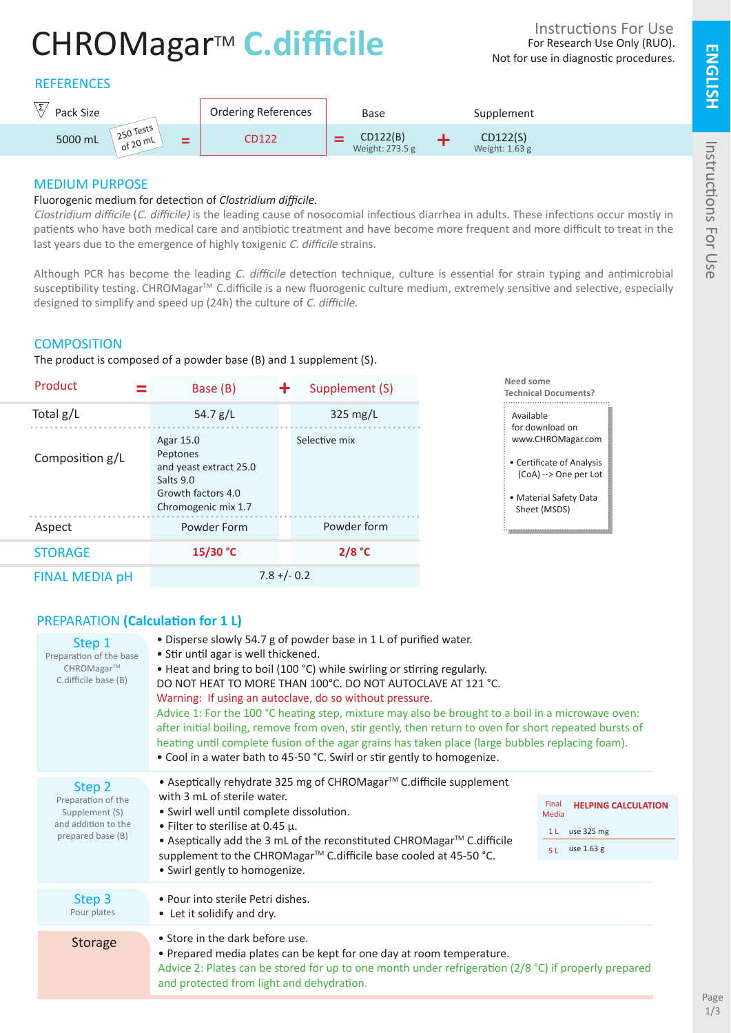# CHROMagar™ C.difficile

Instructions For Use
For Research Use Only (RUO).
Not for use in diagnostic procedures.

ENGLISH

## REFERENCES

| Pack Size | | Ordering References | | Base | | Supplement |
|---|---|---|---|---|---|---|
| 5000 mL (250 Tests of 20 mL) | = | CD122 | = | CD122(B) Weight: 273.5 g | + | CD122(S) Weight: 1.63 g |

## MEDIUM PURPOSE

Fluorogenic medium for detection of *Clostridium difficile*.
*Clostridium difficile* (*C. difficile)* is the leading cause of nosocomial infectious diarrhea in adults. These infections occur mostly in patients who have both medical care and antibiotic treatment and have become more frequent and more difficult to treat in the last years due to the emergence of highly toxigenic *C. difficile* strains.

Although PCR has become the leading *C. difficile* detection technique, culture is essential for strain typing and antimicrobial susceptibility testing. CHROMagar™ C.difficile is a new fluorogenic culture medium, extremely sensitive and selective, especially designed to simplify and speed up (24h) the culture of *C. difficile*.

## COMPOSITION

The product is composed of a powder base (B) and 1 supplement (S).

| Product | = Base (B) | + Supplement (S) |
|---|---|---|
| Total g/L | 54.7 g/L | 325 mg/L |
| Composition g/L | Agar 15.0<br>Peptones and yeast extract 25.0<br>Salts 9.0<br>Growth factors 4.0<br>Chromogenic mix 1.7 | Selective mix |
| Aspect | Powder Form | Powder form |
| STORAGE | 15/30 °C | 2/8 °C |
| FINAL MEDIA pH | 7.8 +/- 0.2 | |

**Need some Technical Documents?**

Available for download on www.CHROMagar.com

- Certificate of Analysis (CoA) --> One per Lot
- Material Safety Data Sheet (MSDS)

## PREPARATION (Calculation for 1 L)

### Step 1
Preparation of the base CHROMagar™ C.difficile base (B)

- Disperse slowly 54.7 g of powder base in 1 L of purified water.
- Stir until agar is well thickened.
- Heat and bring to boil (100 °C) while swirling or stirring regularly.

DO NOT HEAT TO MORE THAN 100°C. DO NOT AUTOCLAVE AT 121 °C.

Warning: If using an autoclave, do so without pressure.

Advice 1: For the 100 °C heating step, mixture may also be brought to a boil in a microwave oven: after initial boiling, remove from oven, stir gently, then return to oven for short repeated bursts of heating until complete fusion of the agar grains has taken place (large bubbles replacing foam).

- Cool in a water bath to 45-50 °C. Swirl or stir gently to homogenize.

### Step 2
Preparation of the Supplement (S) and addition to the prepared base (B)

- Aseptically rehydrate 325 mg of CHROMagar™ C.difficile supplement with 3 mL of sterile water.
- Swirl well until complete dissolution.
- Filter to sterilise at 0.45 µ.
- Aseptically add the 3 mL of the reconstituted CHROMagar™ C.difficile supplement to the CHROMagar™ C.difficile base cooled at 45-50 °C.
- Swirl gently to homogenize.

| Final Media | HELPING CALCULATION |
|---|---|
| 1 L | use 325 mg |
| 5 L | use 1.63 g |

### Step 3
Pour plates

- Pour into sterile Petri dishes.
- Let it solidify and dry.

### Storage

- Store in the dark before use.
- Prepared media plates can be kept for one day at room temperature.

Advice 2: Plates can be stored for up to one month under refrigeration (2/8 °C) if properly prepared and protected from light and dehydration.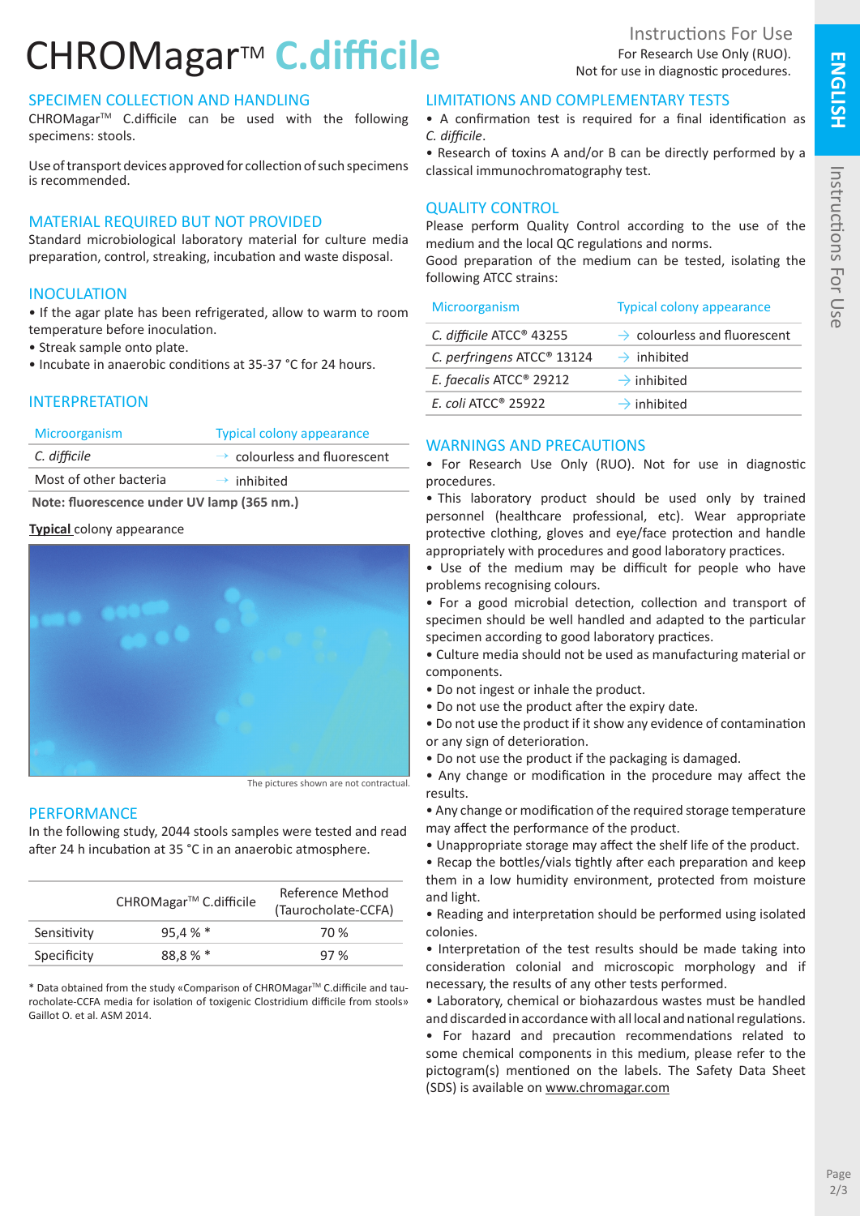# CHROMagar™ C.difficile

Instructions For Use
For Research Use Only (RUO).
Not for use in diagnostic procedures.

## SPECIMEN COLLECTION AND HANDLING

CHROMagar™ C.difficile can be used with the following specimens: stools.

Use of transport devices approved for collection of such specimens is recommended.

## MATERIAL REQUIRED BUT NOT PROVIDED

Standard microbiological laboratory material for culture media preparation, control, streaking, incubation and waste disposal.

## INOCULATION

- If the agar plate has been refrigerated, allow to warm to room temperature before inoculation.
- Streak sample onto plate.
- Incubate in anaerobic conditions at 35-37 °C for 24 hours.

## INTERPRETATION

| Microorganism | Typical colony appearance |
|---|---|
| *C. difficile* | → colourless and fluorescent |
| Most of other bacteria | → inhibited |

**Note: fluorescence under UV lamp (365 nm.)**

**Typical** colony appearance

The pictures shown are not contractual.

## PERFORMANCE

In the following study, 2044 stools samples were tested and read after 24 h incubation at 35 °C in an anaerobic atmosphere.

| | CHROMagar™ C.difficile | Reference Method (Taurocholate-CCFA) |
|---|---|---|
| Sensitivity | 95,4 % * | 70 % |
| Specificity | 88,8 % * | 97 % |

* Data obtained from the study «Comparison of CHROMagar™ C.difficile and taurocholate-CCFA media for isolation of toxigenic Clostridium difficile from stools» Gaillot O. et al. ASM 2014.

## LIMITATIONS AND COMPLEMENTARY TESTS

- A confirmation test is required for a final identification as *C. difficile*.
- Research of toxins A and/or B can be directly performed by a classical immunochromatography test.

## QUALITY CONTROL

Please perform Quality Control according to the use of the medium and the local QC regulations and norms.
Good preparation of the medium can be tested, isolating the following ATCC strains:

| Microorganism | Typical colony appearance |
|---|---|
| *C. difficile* ATCC® 43255 | → colourless and fluorescent |
| *C. perfringens* ATCC® 13124 | → inhibited |
| *E. faecalis* ATCC® 29212 | → inhibited |
| *E. coli* ATCC® 25922 | → inhibited |

## WARNINGS AND PRECAUTIONS

- For Research Use Only (RUO). Not for use in diagnostic procedures.
- This laboratory product should be used only by trained personnel (healthcare professional, etc). Wear appropriate protective clothing, gloves and eye/face protection and handle appropriately with procedures and good laboratory practices.
- Use of the medium may be difficult for people who have problems recognising colours.
- For a good microbial detection, collection and transport of specimen should be well handled and adapted to the particular specimen according to good laboratory practices.
- Culture media should not be used as manufacturing material or components.
- Do not ingest or inhale the product.
- Do not use the product after the expiry date.
- Do not use the product if it show any evidence of contamination or any sign of deterioration.
- Do not use the product if the packaging is damaged.
- Any change or modification in the procedure may affect the results.
- Any change or modification of the required storage temperature may affect the performance of the product.
- Unappropriate storage may affect the shelf life of the product.
- Recap the bottles/vials tightly after each preparation and keep them in a low humidity environment, protected from moisture and light.
- Reading and interpretation should be performed using isolated colonies.
- Interpretation of the test results should be made taking into consideration colonial and microscopic morphology and if necessary, the results of any other tests performed.
- Laboratory, chemical or biohazardous wastes must be handled and discarded in accordance with all local and national regulations.
- For hazard and precaution recommendations related to some chemical components in this medium, please refer to the pictogram(s) mentioned on the labels. The Safety Data Sheet (SDS) is available on www.chromagar.com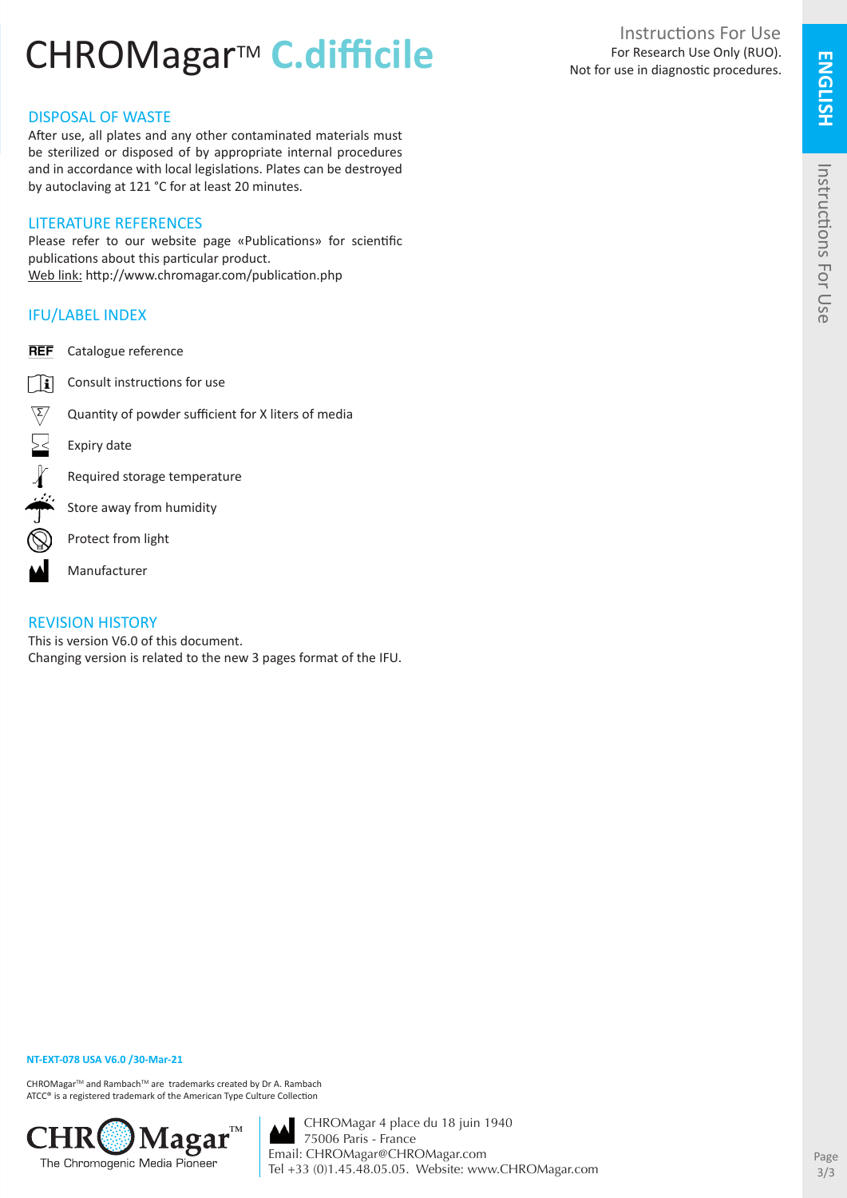# CHROMagar™ C.difficile

Instructions For Use
For Research Use Only (RUO).
Not for use in diagnostic procedures.

## DISPOSAL OF WASTE

After use, all plates and any other contaminated materials must be sterilized or disposed of by appropriate internal procedures and in accordance with local legislations. Plates can be destroyed by autoclaving at 121 °C for at least 20 minutes.

## LITERATURE REFERENCES

Please refer to our website page «Publications» for scientific publications about this particular product.
Web link: http://www.chromagar.com/publication.php

## IFU/LABEL INDEX

- REF Catalogue reference
- Consult instructions for use
- Quantity of powder sufficient for X liters of media
- Expiry date
- Required storage temperature
- Store away from humidity
- Protect from light
- Manufacturer

## REVISION HISTORY

This is version V6.0 of this document.
Changing version is related to the new 3 pages format of the IFU.

**NT-EXT-078 USA V6.0 /30-Mar-21**

CHROMagar™ and Rambach™ are trademarks created by Dr A. Rambach
ATCC® is a registered trademark of the American Type Culture Collection

CHROMagar™ The Chromogenic Media Pioneer

CHROMagar 4 place du 18 juin 1940
75006 Paris - France
Email: CHROMagar@CHROMagar.com
Tel +33 (0)1.45.48.05.05. Website: www.CHROMagar.com